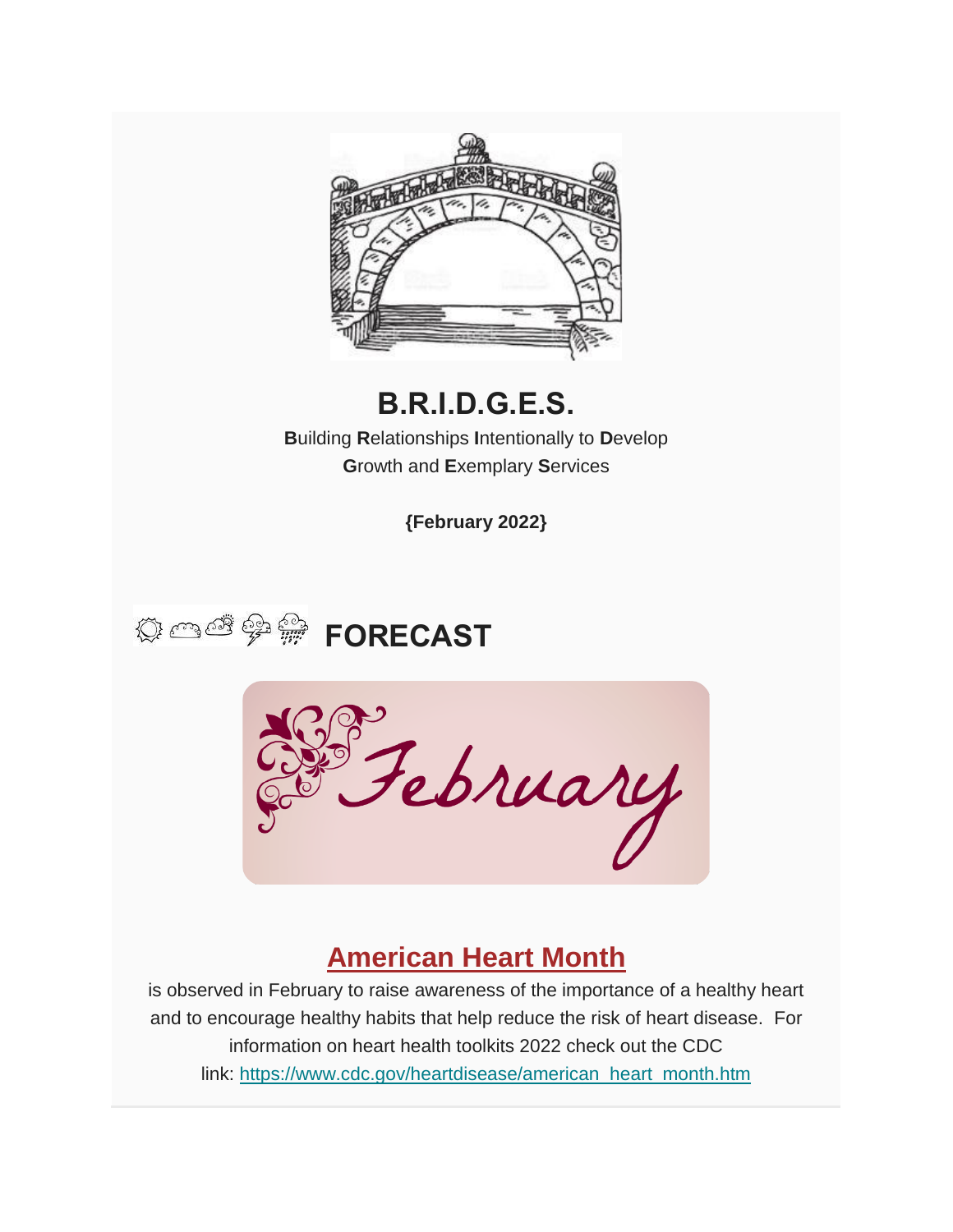# B.R.I.D.G.E.S.

**B**uilding **R**elationships **I**ntentionally to **D**evelop **G**rowth and **E**xemplary **S**ervices

**{February 2022}**

## FORECAST

February

## American Heart Month

is observed in February to raise awareness of the importance of a healthy heart and to encourage healthy habits that help reduce the risk of heart disease. For information on heart health toolkits 2022 check out the CDC link: https://www.cdc.gov/heartdisease/american_heart_month.htm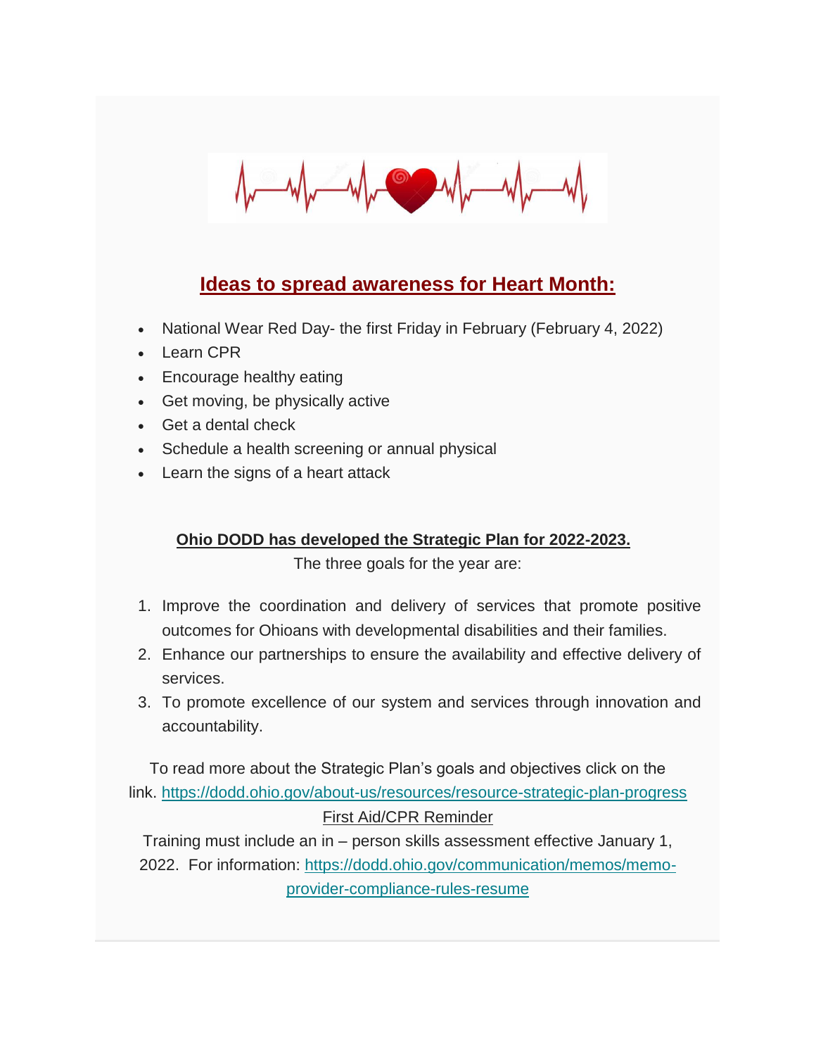## Ideas to spread awareness for Heart Month:

- National Wear Red Day- the first Friday in February (February 4, 2022)
- Learn CPR
- Encourage healthy eating
- Get moving, be physically active
- Get a dental check
- Schedule a health screening or annual physical
- Learn the signs of a heart attack

**Ohio DODD has developed the Strategic Plan for 2022-2023.**

The three goals for the year are:

1. Improve the coordination and delivery of services that promote positive outcomes for Ohioans with developmental disabilities and their families.
2. Enhance our partnerships to ensure the availability and effective delivery of services.
3. To promote excellence of our system and services through innovation and accountability.

To read more about the Strategic Plan's goals and objectives click on the link. https://dodd.ohio.gov/about-us/resources/resource-strategic-plan-progress

First Aid/CPR Reminder

Training must include an in – person skills assessment effective January 1, 2022. For information: https://dodd.ohio.gov/communication/memos/memo-provider-compliance-rules-resume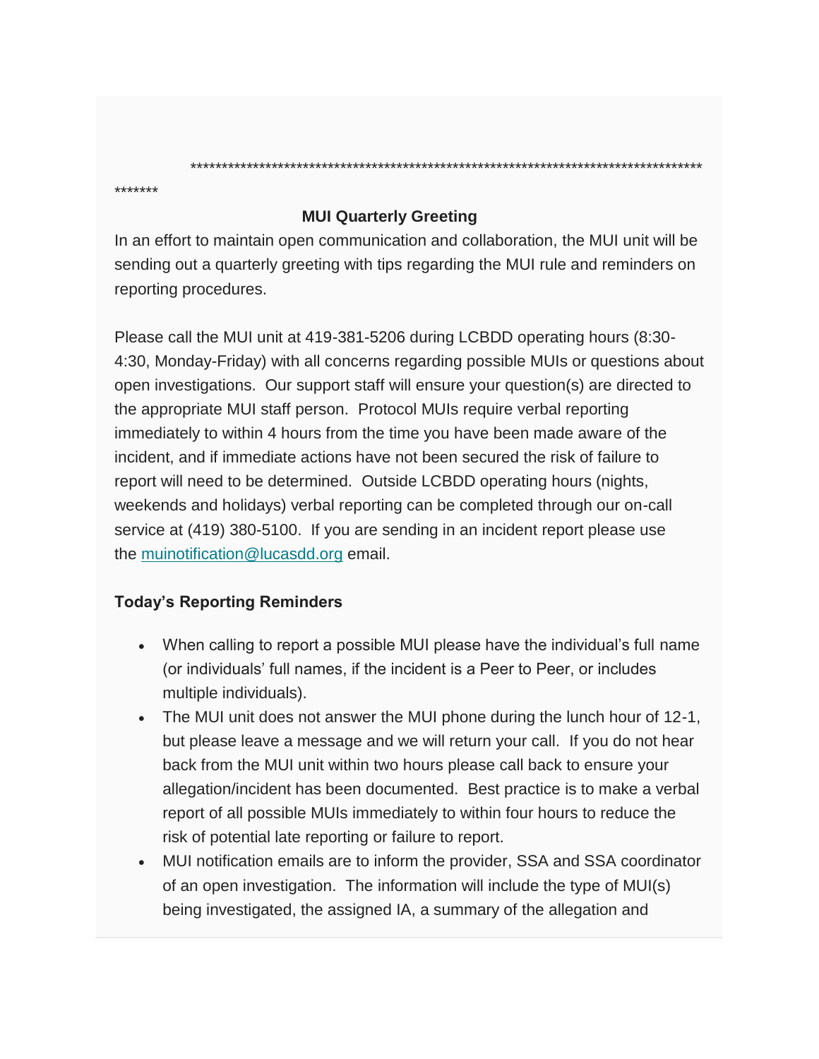****************************************************************************************
*******

**MUI Quarterly Greeting**

In an effort to maintain open communication and collaboration, the MUI unit will be sending out a quarterly greeting with tips regarding the MUI rule and reminders on reporting procedures.

Please call the MUI unit at 419-381-5206 during LCBDD operating hours (8:30-4:30, Monday-Friday) with all concerns regarding possible MUIs or questions about open investigations. Our support staff will ensure your question(s) are directed to the appropriate MUI staff person. Protocol MUIs require verbal reporting immediately to within 4 hours from the time you have been made aware of the incident, and if immediate actions have not been secured the risk of failure to report will need to be determined. Outside LCBDD operating hours (nights, weekends and holidays) verbal reporting can be completed through our on-call service at (419) 380-5100. If you are sending in an incident report please use the muinotification@lucasdd.org email.

**Today's Reporting Reminders**

- When calling to report a possible MUI please have the individual's full name (or individuals' full names, if the incident is a Peer to Peer, or includes multiple individuals).
- The MUI unit does not answer the MUI phone during the lunch hour of 12-1, but please leave a message and we will return your call. If you do not hear back from the MUI unit within two hours please call back to ensure your allegation/incident has been documented. Best practice is to make a verbal report of all possible MUIs immediately to within four hours to reduce the risk of potential late reporting or failure to report.
- MUI notification emails are to inform the provider, SSA and SSA coordinator of an open investigation. The information will include the type of MUI(s) being investigated, the assigned IA, a summary of the allegation and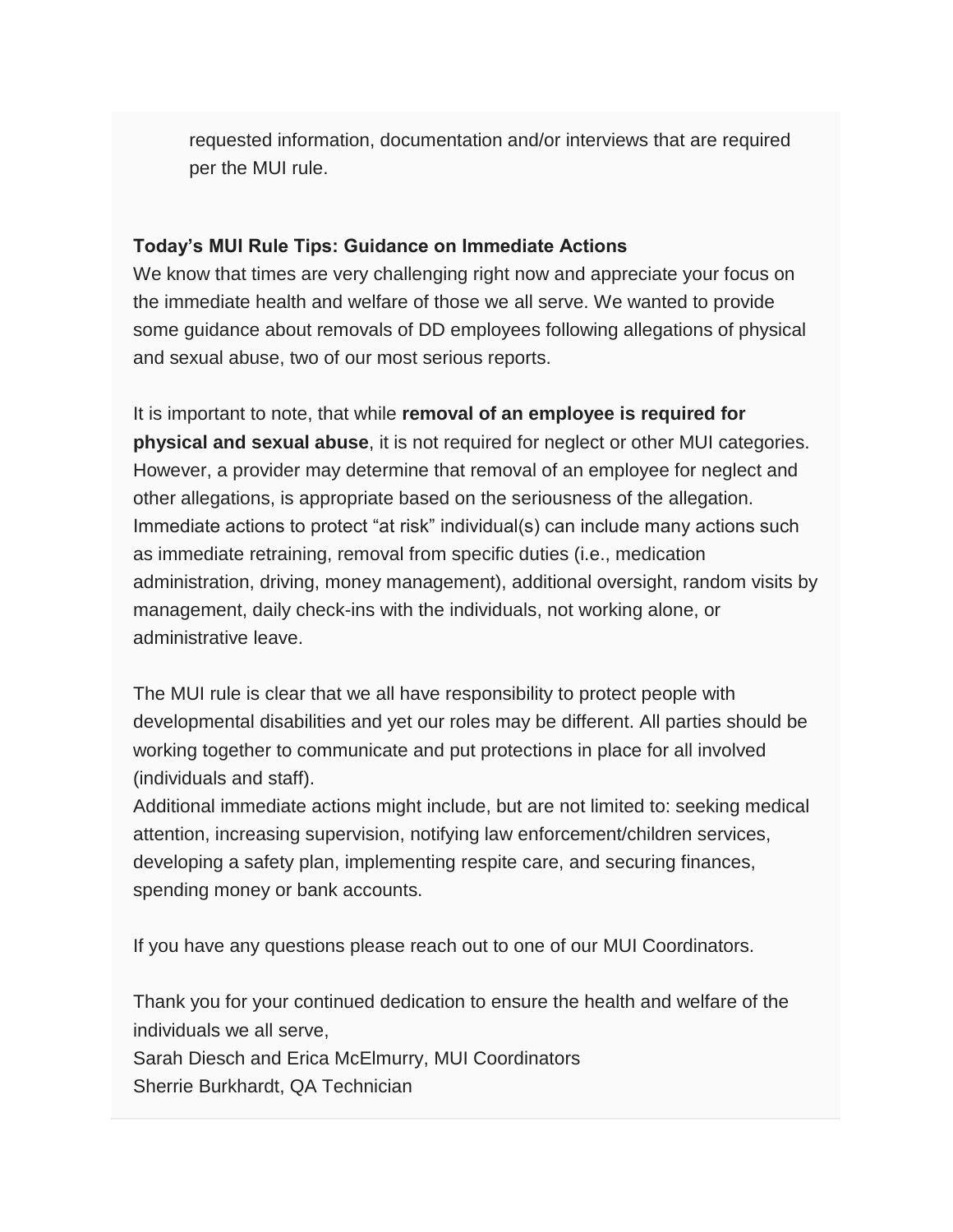requested information, documentation and/or interviews that are required per the MUI rule.

**Today's MUI Rule Tips: Guidance on Immediate Actions**
We know that times are very challenging right now and appreciate your focus on the immediate health and welfare of those we all serve. We wanted to provide some guidance about removals of DD employees following allegations of physical and sexual abuse, two of our most serious reports.

It is important to note, that while **removal of an employee is required for physical and sexual abuse**, it is not required for neglect or other MUI categories. However, a provider may determine that removal of an employee for neglect and other allegations, is appropriate based on the seriousness of the allegation. Immediate actions to protect "at risk" individual(s) can include many actions such as immediate retraining, removal from specific duties (i.e., medication administration, driving, money management), additional oversight, random visits by management, daily check-ins with the individuals, not working alone, or administrative leave.

The MUI rule is clear that we all have responsibility to protect people with developmental disabilities and yet our roles may be different. All parties should be working together to communicate and put protections in place for all involved (individuals and staff).
Additional immediate actions might include, but are not limited to: seeking medical attention, increasing supervision, notifying law enforcement/children services, developing a safety plan, implementing respite care, and securing finances, spending money or bank accounts.

If you have any questions please reach out to one of our MUI Coordinators.

Thank you for your continued dedication to ensure the health and welfare of the individuals we all serve,
Sarah Diesch and Erica McElmurry, MUI Coordinators
Sherrie Burkhardt, QA Technician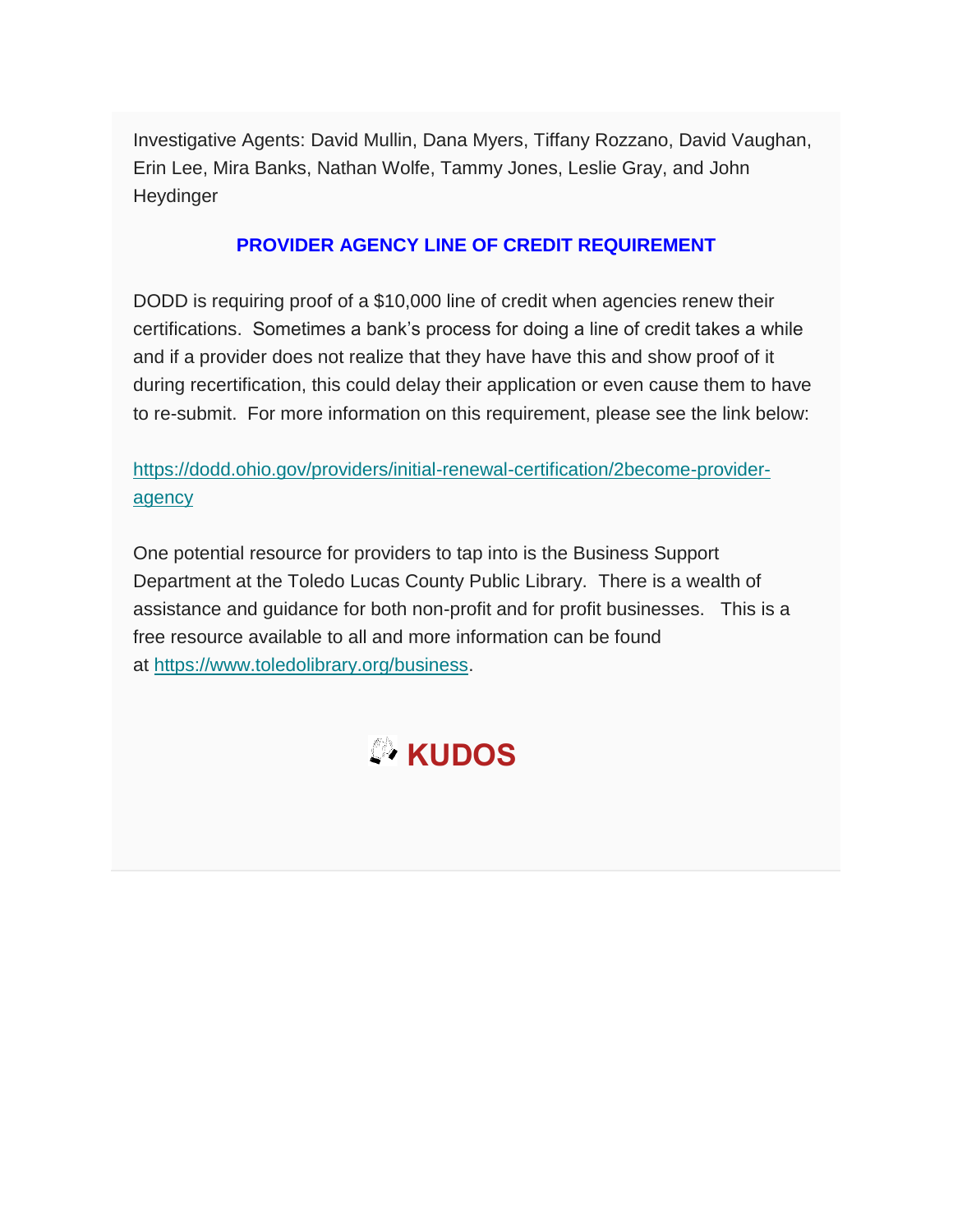Investigative Agents: David Mullin, Dana Myers, Tiffany Rozzano, David Vaughan, Erin Lee, Mira Banks, Nathan Wolfe, Tammy Jones, Leslie Gray, and John Heydinger

## PROVIDER AGENCY LINE OF CREDIT REQUIREMENT

DODD is requiring proof of a $10,000 line of credit when agencies renew their certifications. Sometimes a bank's process for doing a line of credit takes a while and if a provider does not realize that they have have this and show proof of it during recertification, this could delay their application or even cause them to have to re-submit. For more information on this requirement, please see the link below:

https://dodd.ohio.gov/providers/initial-renewal-certification/2become-provider-agency

One potential resource for providers to tap into is the Business Support Department at the Toledo Lucas County Public Library. There is a wealth of assistance and guidance for both non-profit and for profit businesses. This is a free resource available to all and more information can be found at https://www.toledolibrary.org/business.

## KUDOS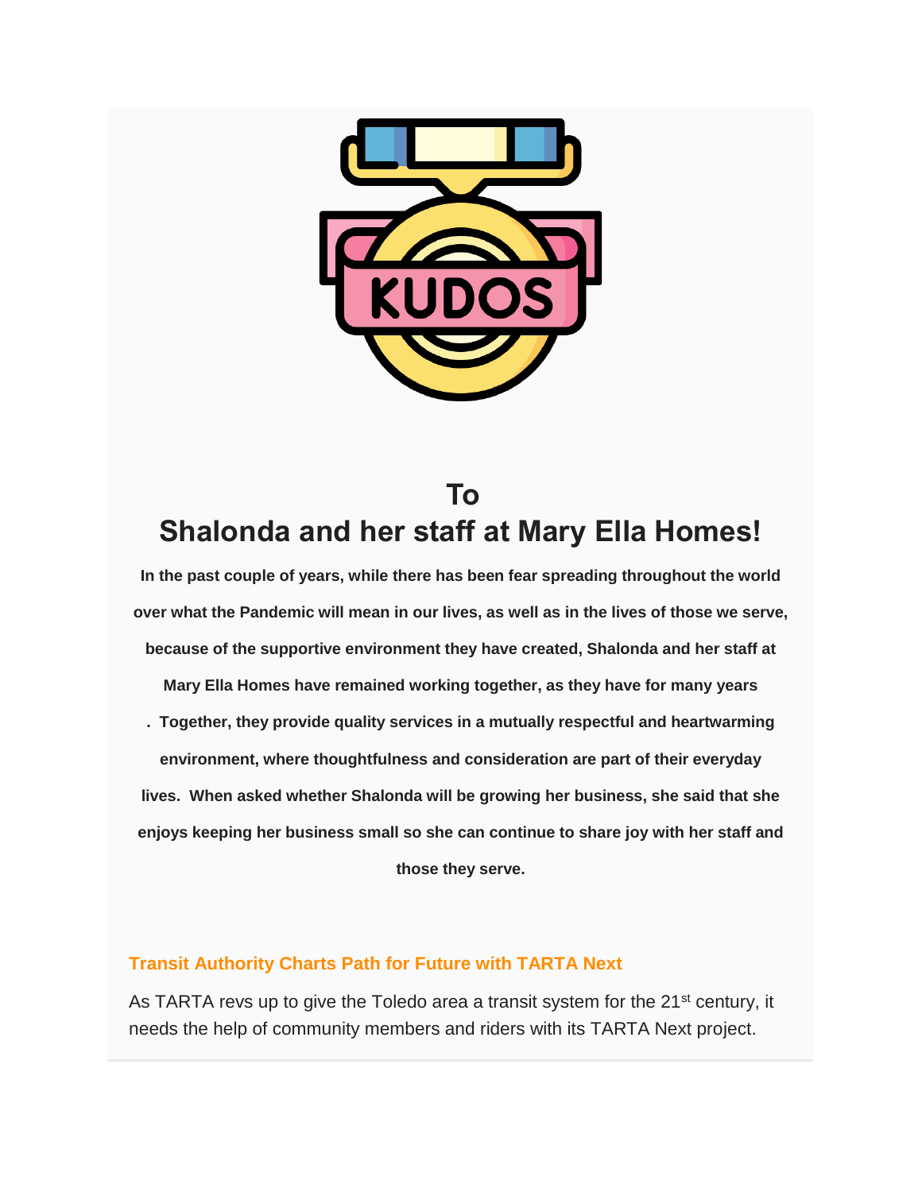## To
## Shalonda and her staff at Mary Ella Homes!

**In the past couple of years, while there has been fear spreading throughout the world over what the Pandemic will mean in our lives, as well as in the lives of those we serve, because of the supportive environment they have created, Shalonda and her staff at Mary Ella Homes have remained working together, as they have for many years . Together, they provide quality services in a mutually respectful and heartwarming environment, where thoughtfulness and consideration are part of their everyday lives. When asked whether Shalonda will be growing her business, she said that she enjoys keeping her business small so she can continue to share joy with her staff and those they serve.**

### Transit Authority Charts Path for Future with TARTA Next

As TARTA revs up to give the Toledo area a transit system for the 21st century, it needs the help of community members and riders with its TARTA Next project.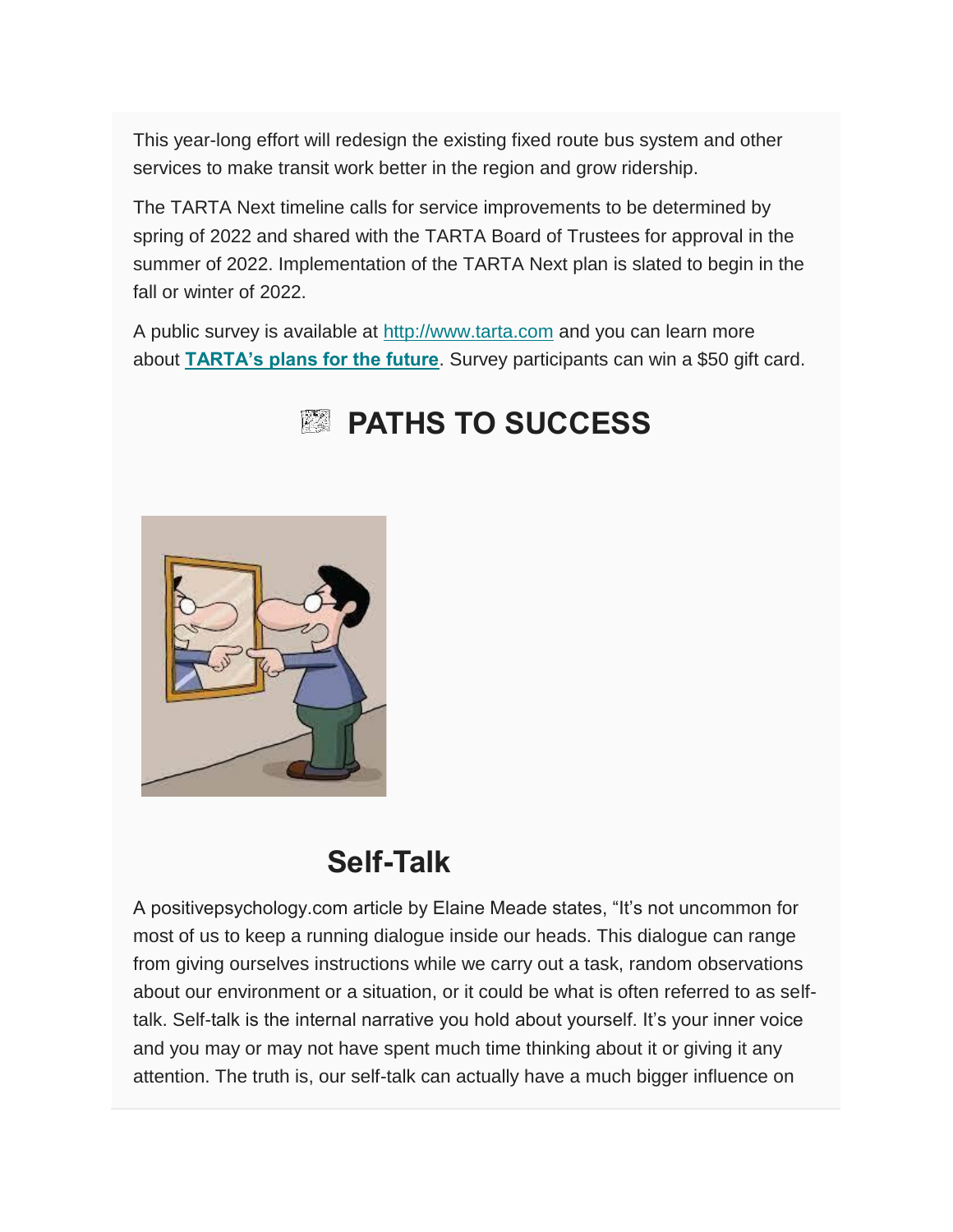This year-long effort will redesign the existing fixed route bus system and other services to make transit work better in the region and grow ridership.

The TARTA Next timeline calls for service improvements to be determined by spring of 2022 and shared with the TARTA Board of Trustees for approval in the summer of 2022. Implementation of the TARTA Next plan is slated to begin in the fall or winter of 2022.

A public survey is available at http://www.tarta.com and you can learn more about **TARTA's plans for the future**. Survey participants can win a $50 gift card.

# PATHS TO SUCCESS

## Self-Talk

A positivepsychology.com article by Elaine Meade states, "It's not uncommon for most of us to keep a running dialogue inside our heads. This dialogue can range from giving ourselves instructions while we carry out a task, random observations about our environment or a situation, or it could be what is often referred to as self-talk. Self-talk is the internal narrative you hold about yourself. It's your inner voice and you may or may not have spent much time thinking about it or giving it any attention. The truth is, our self-talk can actually have a much bigger influence on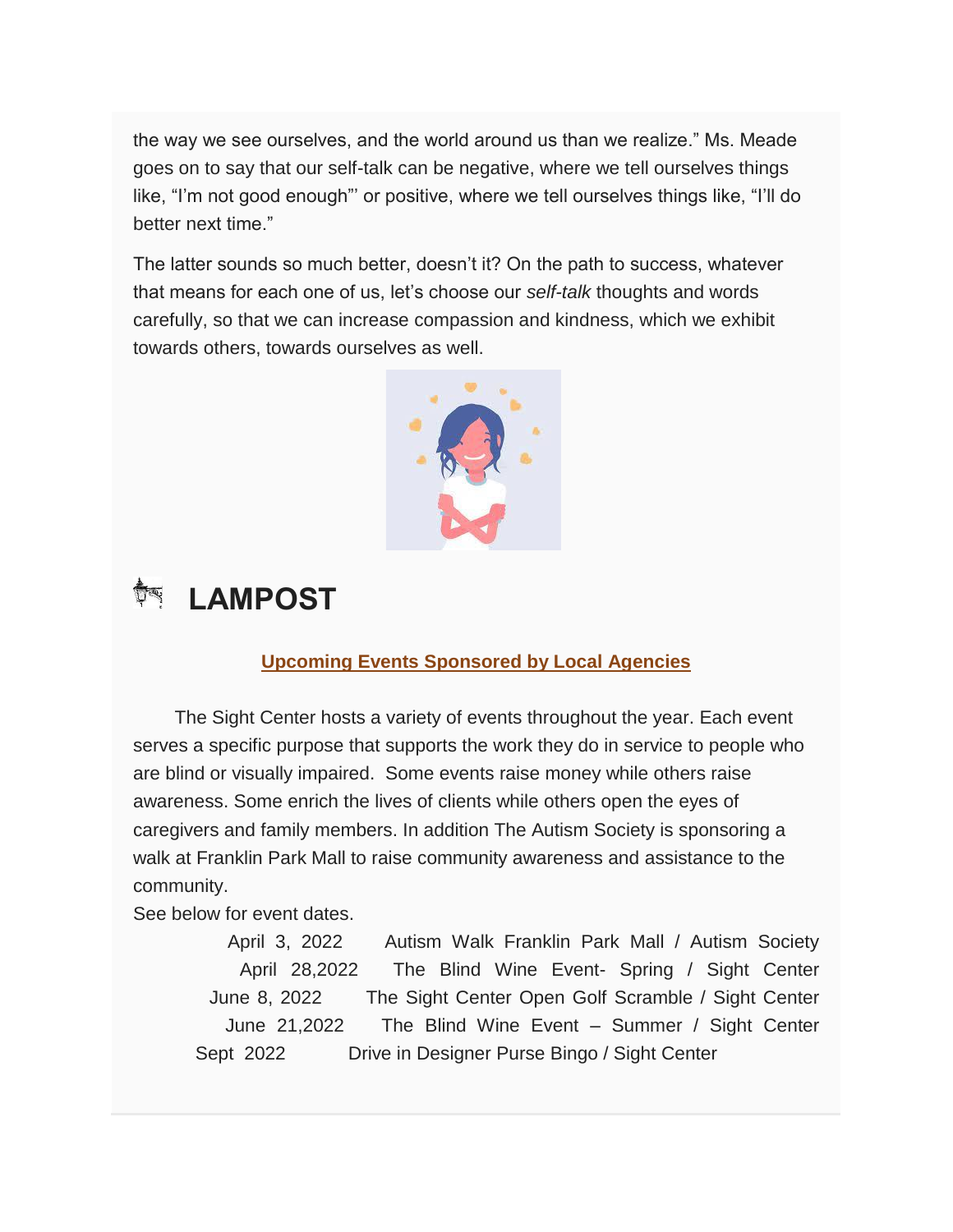the way we see ourselves, and the world around us than we realize." Ms. Meade goes on to say that our self-talk can be negative, where we tell ourselves things like, "I'm not good enough"' or positive, where we tell ourselves things like, "I'll do better next time."

The latter sounds so much better, doesn't it? On the path to success, whatever that means for each one of us, let's choose our *self-talk* thoughts and words carefully, so that we can increase compassion and kindness, which we exhibit towards others, towards ourselves as well.

# LAMPOST

**Upcoming Events Sponsored by Local Agencies**

The Sight Center hosts a variety of events throughout the year. Each event serves a specific purpose that supports the work they do in service to people who are blind or visually impaired. Some events raise money while others raise awareness. Some enrich the lives of clients while others open the eyes of caregivers and family members. In addition The Autism Society is sponsoring a walk at Franklin Park Mall to raise community awareness and assistance to the community.

See below for event dates.

| Date | Event |
| --- | --- |
| April 3, 2022 | Autism Walk Franklin Park Mall / Autism Society |
| April 28,2022 | The Blind Wine Event- Spring / Sight Center |
| June 8, 2022 | The Sight Center Open Golf Scramble / Sight Center |
| June 21,2022 | The Blind Wine Event – Summer / Sight Center |
| Sept 2022 | Drive in Designer Purse Bingo / Sight Center |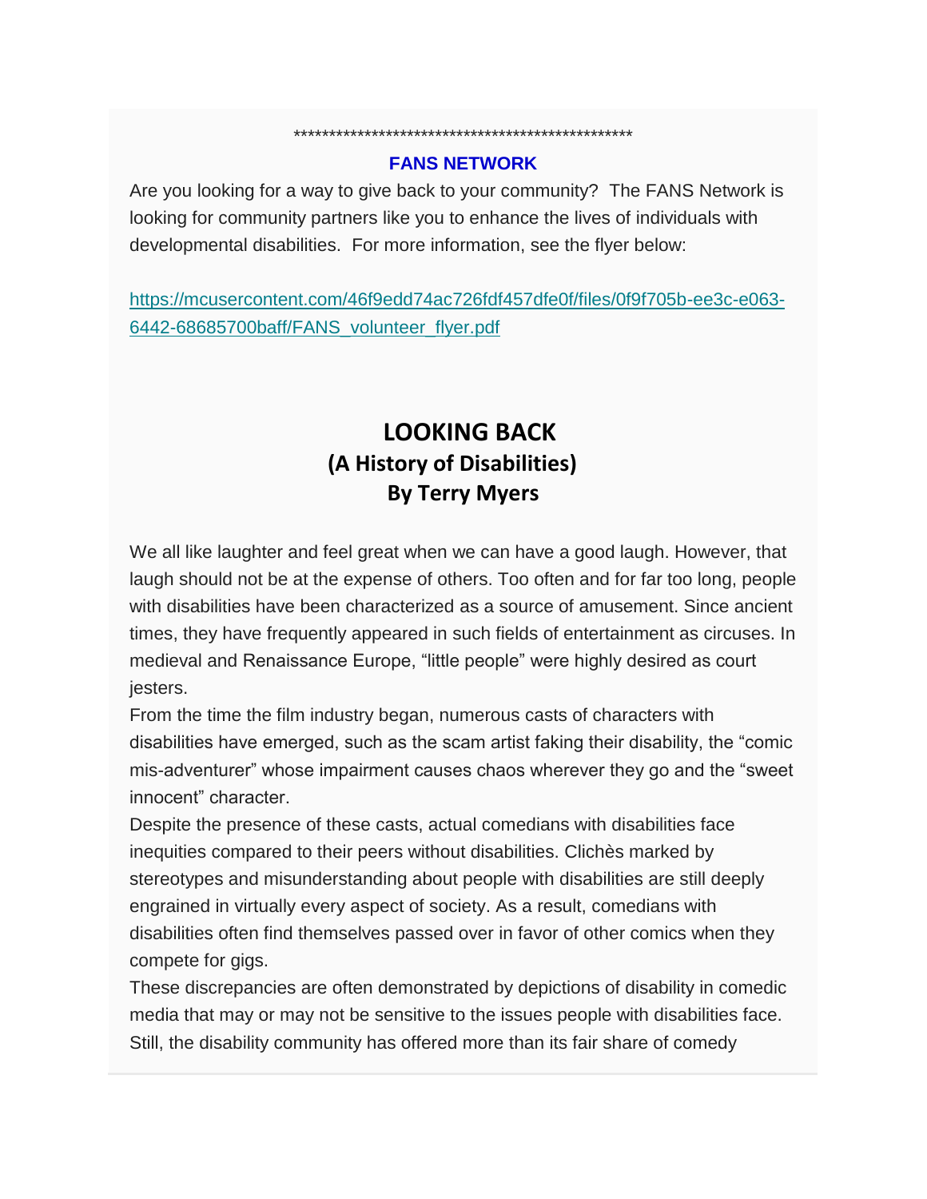**************************************************

## FANS NETWORK

Are you looking for a way to give back to your community? The FANS Network is looking for community partners like you to enhance the lives of individuals with developmental disabilities. For more information, see the flyer below:

https://mcusercontent.com/46f9edd74ac726fdf457dfe0f/files/0f9f705b-ee3c-e063-6442-68685700baff/FANS_volunteer_flyer.pdf

# LOOKING BACK
## (A History of Disabilities)
### By Terry Myers

We all like laughter and feel great when we can have a good laugh. However, that laugh should not be at the expense of others. Too often and for far too long, people with disabilities have been characterized as a source of amusement. Since ancient times, they have frequently appeared in such fields of entertainment as circuses. In medieval and Renaissance Europe, "little people" were highly desired as court jesters.

From the time the film industry began, numerous casts of characters with disabilities have emerged, such as the scam artist faking their disability, the "comic mis-adventurer" whose impairment causes chaos wherever they go and the "sweet innocent" character.

Despite the presence of these casts, actual comedians with disabilities face inequities compared to their peers without disabilities. Clichès marked by stereotypes and misunderstanding about people with disabilities are still deeply engrained in virtually every aspect of society. As a result, comedians with disabilities often find themselves passed over in favor of other comics when they compete for gigs.

These discrepancies are often demonstrated by depictions of disability in comedic media that may or may not be sensitive to the issues people with disabilities face. Still, the disability community has offered more than its fair share of comedy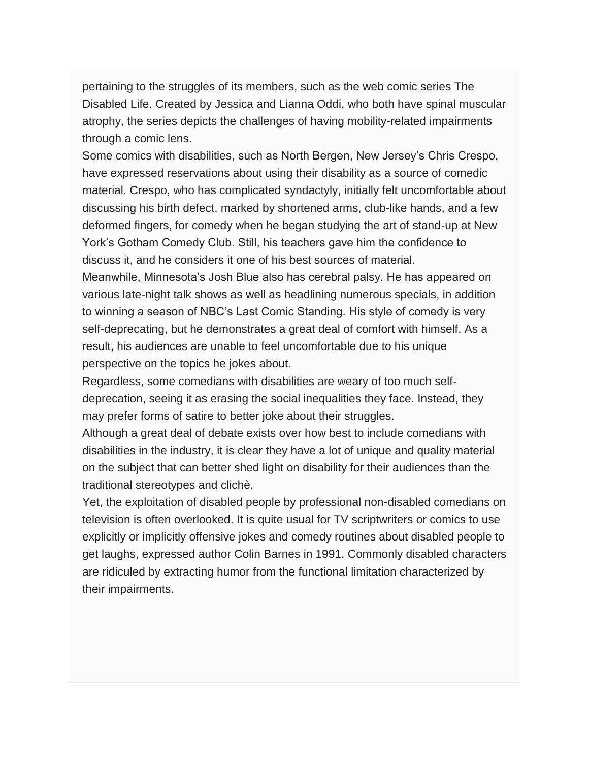pertaining to the struggles of its members, such as the web comic series The Disabled Life. Created by Jessica and Lianna Oddi, who both have spinal muscular atrophy, the series depicts the challenges of having mobility-related impairments through a comic lens.

Some comics with disabilities, such as North Bergen, New Jersey's Chris Crespo, have expressed reservations about using their disability as a source of comedic material. Crespo, who has complicated syndactyly, initially felt uncomfortable about discussing his birth defect, marked by shortened arms, club-like hands, and a few deformed fingers, for comedy when he began studying the art of stand-up at New York's Gotham Comedy Club. Still, his teachers gave him the confidence to discuss it, and he considers it one of his best sources of material.

Meanwhile, Minnesota's Josh Blue also has cerebral palsy. He has appeared on various late-night talk shows as well as headlining numerous specials, in addition to winning a season of NBC's Last Comic Standing. His style of comedy is very self-deprecating, but he demonstrates a great deal of comfort with himself. As a result, his audiences are unable to feel uncomfortable due to his unique perspective on the topics he jokes about.

Regardless, some comedians with disabilities are weary of too much self-deprecation, seeing it as erasing the social inequalities they face. Instead, they may prefer forms of satire to better joke about their struggles.

Although a great deal of debate exists over how best to include comedians with disabilities in the industry, it is clear they have a lot of unique and quality material on the subject that can better shed light on disability for their audiences than the traditional stereotypes and clichè.

Yet, the exploitation of disabled people by professional non-disabled comedians on television is often overlooked. It is quite usual for TV scriptwriters or comics to use explicitly or implicitly offensive jokes and comedy routines about disabled people to get laughs, expressed author Colin Barnes in 1991. Commonly disabled characters are ridiculed by extracting humor from the functional limitation characterized by their impairments.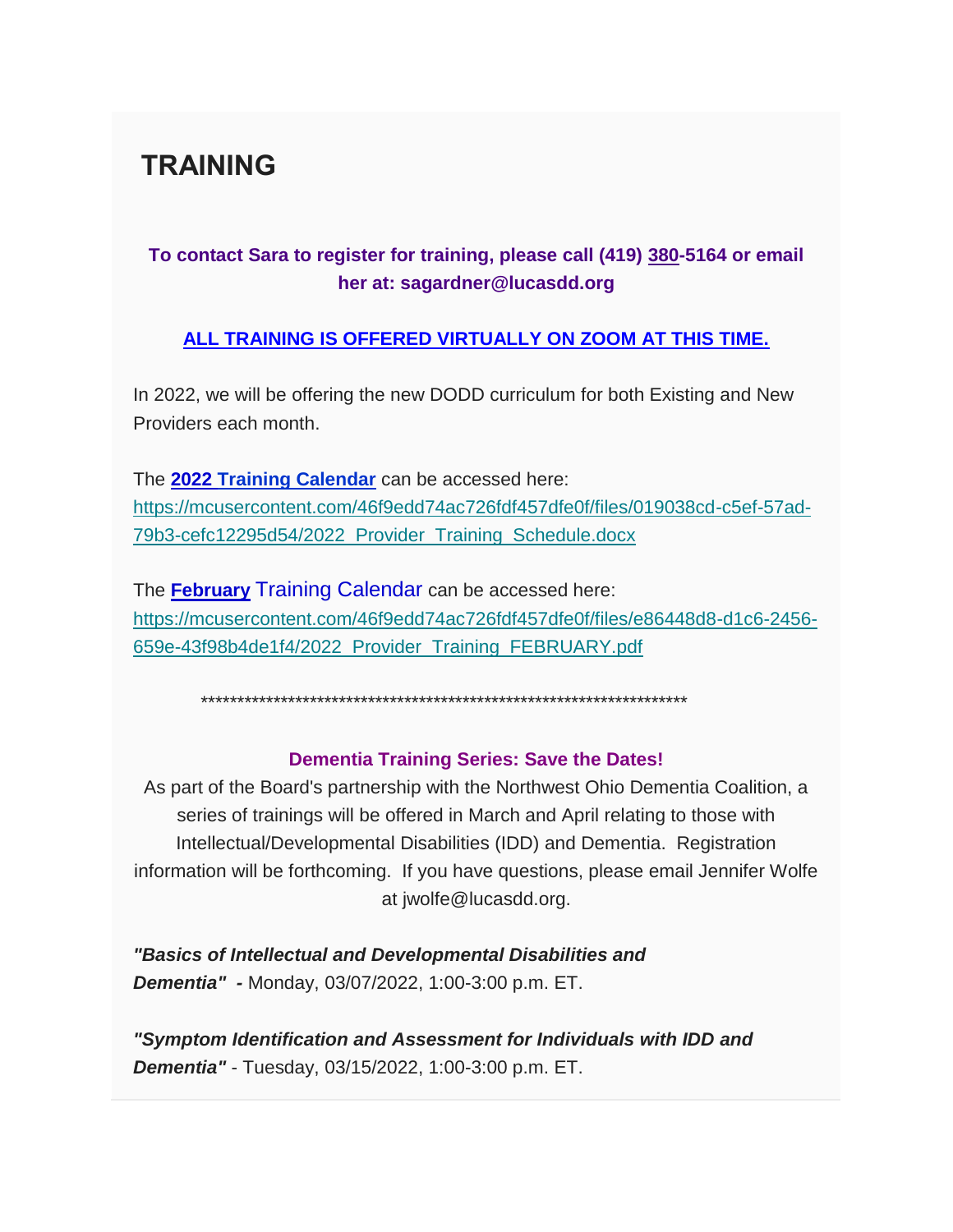## TRAINING

**To contact Sara to register for training, please call (419) 380-5164 or email her at: sagardner@lucasdd.org**

**ALL TRAINING IS OFFERED VIRTUALLY ON ZOOM AT THIS TIME.**

In 2022, we will be offering the new DODD curriculum for both Existing and New Providers each month.

The **2022 Training Calendar** can be accessed here: https://mcusercontent.com/46f9edd74ac726fdf457dfe0f/files/019038cd-c5ef-57ad-79b3-cefc12295d54/2022_Provider_Training_Schedule.docx

The **February** Training Calendar can be accessed here: https://mcusercontent.com/46f9edd74ac726fdf457dfe0f/files/e86448d8-d1c6-2456-659e-43f98b4de1f4/2022_Provider_Training_FEBRUARY.pdf

*********************************************************************

**Dementia Training Series: Save the Dates!**

As part of the Board's partnership with the Northwest Ohio Dementia Coalition, a series of trainings will be offered in March and April relating to those with Intellectual/Developmental Disabilities (IDD) and Dementia. Registration information will be forthcoming. If you have questions, please email Jennifer Wolfe at jwolfe@lucasdd.org.

***"Basics of Intellectual and Developmental Disabilities and Dementia" -*** Monday, 03/07/2022, 1:00-3:00 p.m. ET.

***"Symptom Identification and Assessment for Individuals with IDD and Dementia"*** - Tuesday, 03/15/2022, 1:00-3:00 p.m. ET.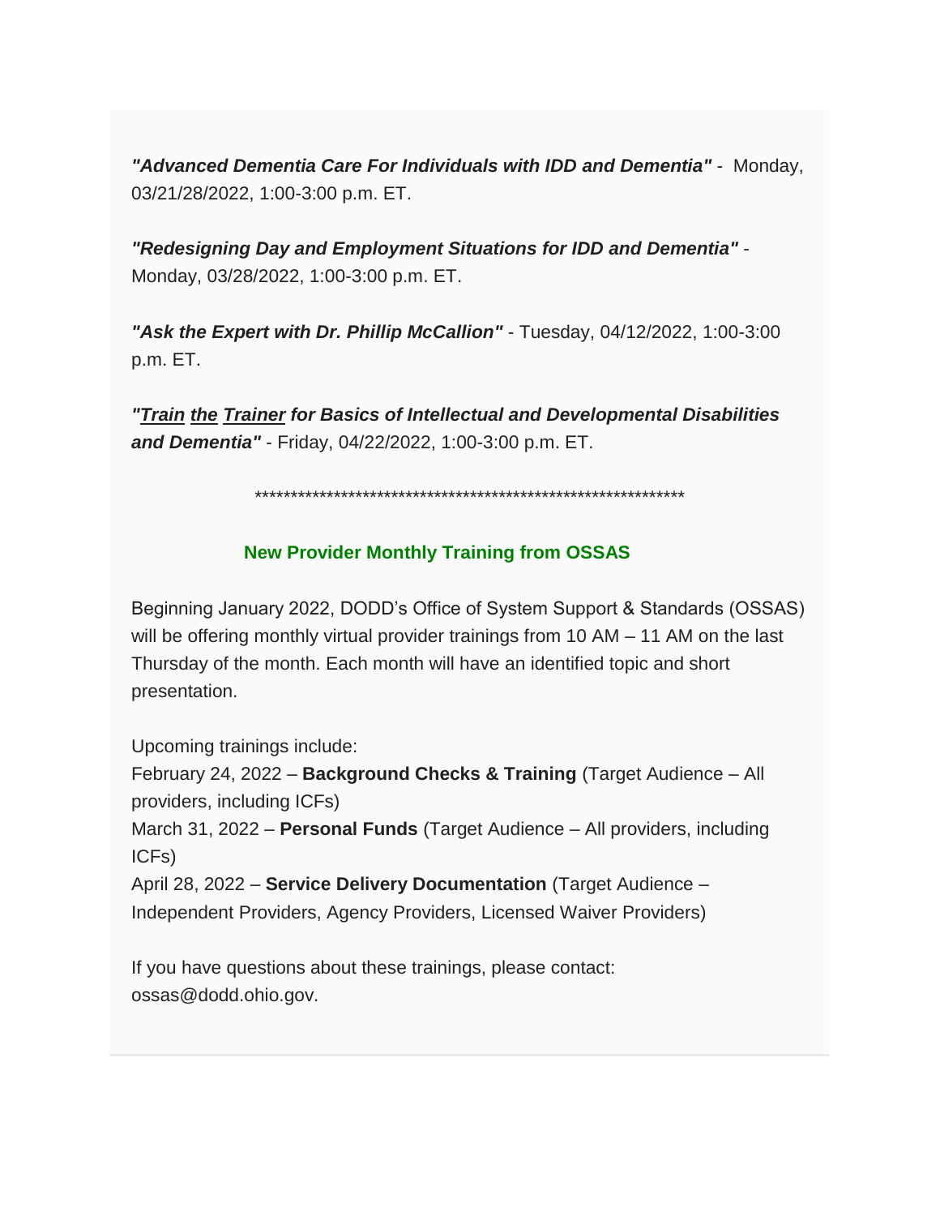***"Advanced Dementia Care For Individuals with IDD and Dementia"*** - Monday, 03/21/28/2022, 1:00-3:00 p.m. ET.

***"Redesigning Day and Employment Situations for IDD and Dementia"*** - Monday, 03/28/2022, 1:00-3:00 p.m. ET.

***"Ask the Expert with Dr. Phillip McCallion"*** - Tuesday, 04/12/2022, 1:00-3:00 p.m. ET.

***"Train the Trainer for Basics of Intellectual and Developmental Disabilities and Dementia"*** - Friday, 04/22/2022, 1:00-3:00 p.m. ET.

****************************************************************

**New Provider Monthly Training from OSSAS**

Beginning January 2022, DODD's Office of System Support & Standards (OSSAS) will be offering monthly virtual provider trainings from 10 AM – 11 AM on the last Thursday of the month. Each month will have an identified topic and short presentation.

Upcoming trainings include:
February 24, 2022 – **Background Checks & Training** (Target Audience – All providers, including ICFs)
March 31, 2022 – **Personal Funds** (Target Audience – All providers, including ICFs)
April 28, 2022 – **Service Delivery Documentation** (Target Audience – Independent Providers, Agency Providers, Licensed Waiver Providers)

If you have questions about these trainings, please contact: ossas@dodd.ohio.gov.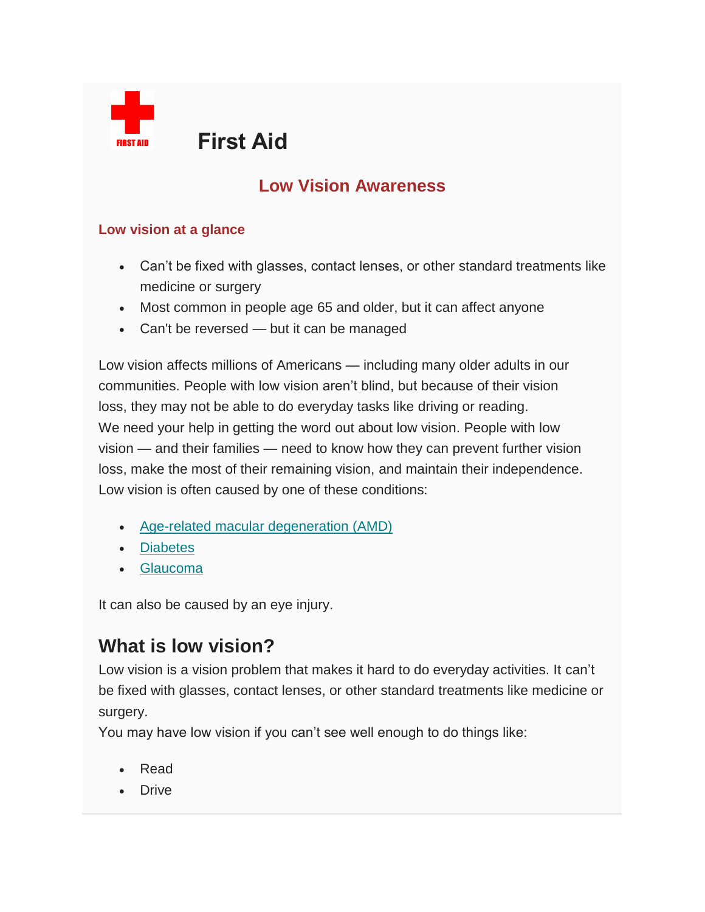# First Aid

## Low Vision Awareness

### Low vision at a glance

- Can't be fixed with glasses, contact lenses, or other standard treatments like medicine or surgery
- Most common in people age 65 and older, but it can affect anyone
- Can't be reversed — but it can be managed

Low vision affects millions of Americans — including many older adults in our communities. People with low vision aren't blind, but because of their vision loss, they may not be able to do everyday tasks like driving or reading.

We need your help in getting the word out about low vision. People with low vision — and their families — need to know how they can prevent further vision loss, make the most of their remaining vision, and maintain their independence.

Low vision is often caused by one of these conditions:

- Age-related macular degeneration (AMD)
- Diabetes
- Glaucoma

It can also be caused by an eye injury.

## What is low vision?

Low vision is a vision problem that makes it hard to do everyday activities. It can't be fixed with glasses, contact lenses, or other standard treatments like medicine or surgery.

You may have low vision if you can't see well enough to do things like:

- Read
- Drive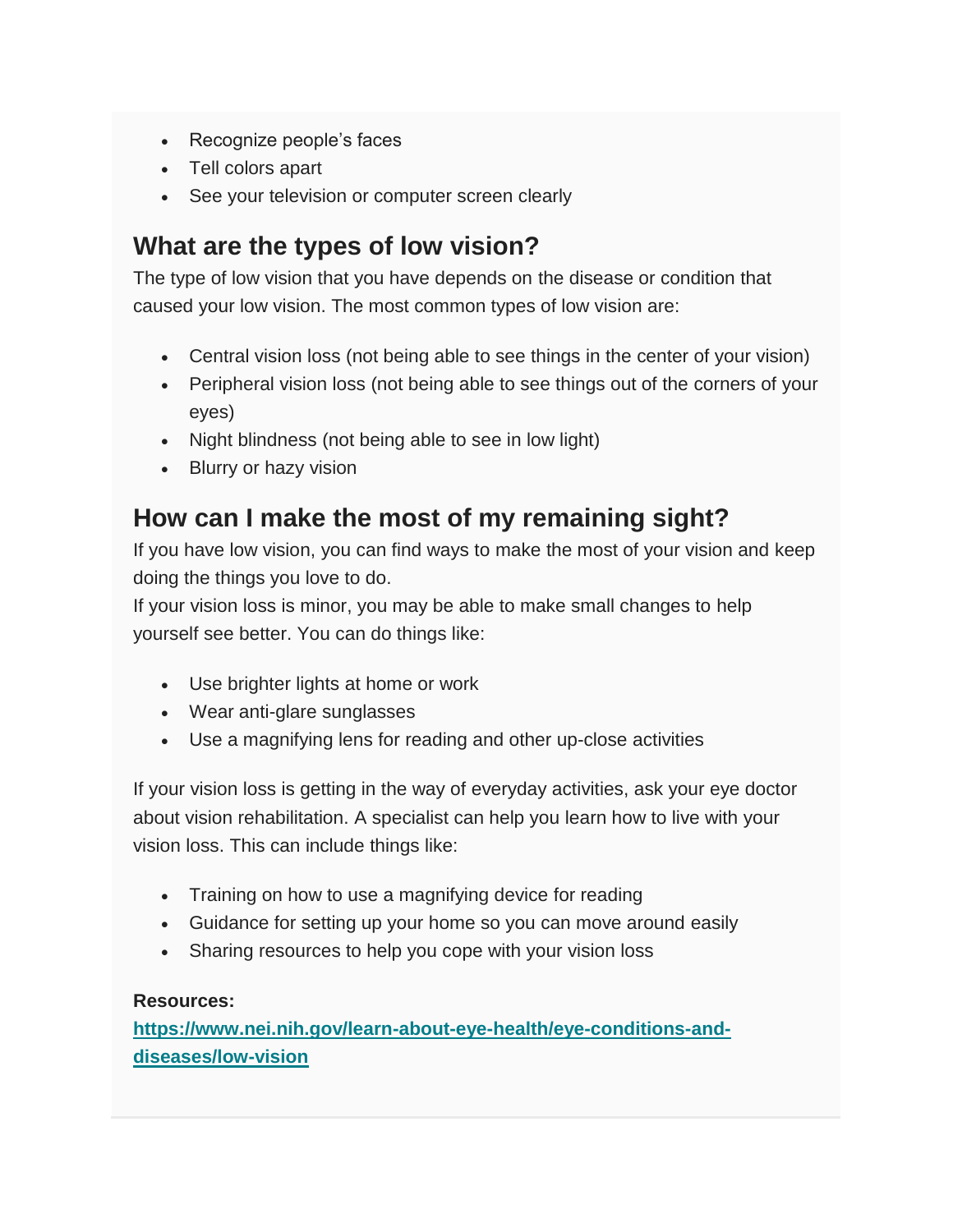- Recognize people's faces
- Tell colors apart
- See your television or computer screen clearly

## What are the types of low vision?

The type of low vision that you have depends on the disease or condition that caused your low vision. The most common types of low vision are:

- Central vision loss (not being able to see things in the center of your vision)
- Peripheral vision loss (not being able to see things out of the corners of your eyes)
- Night blindness (not being able to see in low light)
- Blurry or hazy vision

## How can I make the most of my remaining sight?

If you have low vision, you can find ways to make the most of your vision and keep doing the things you love to do.
If your vision loss is minor, you may be able to make small changes to help yourself see better. You can do things like:

- Use brighter lights at home or work
- Wear anti-glare sunglasses
- Use a magnifying lens for reading and other up-close activities

If your vision loss is getting in the way of everyday activities, ask your eye doctor about vision rehabilitation. A specialist can help you learn how to live with your vision loss. This can include things like:

- Training on how to use a magnifying device for reading
- Guidance for setting up your home so you can move around easily
- Sharing resources to help you cope with your vision loss

**Resources:**
**https://www.nei.nih.gov/learn-about-eye-health/eye-conditions-and-diseases/low-vision**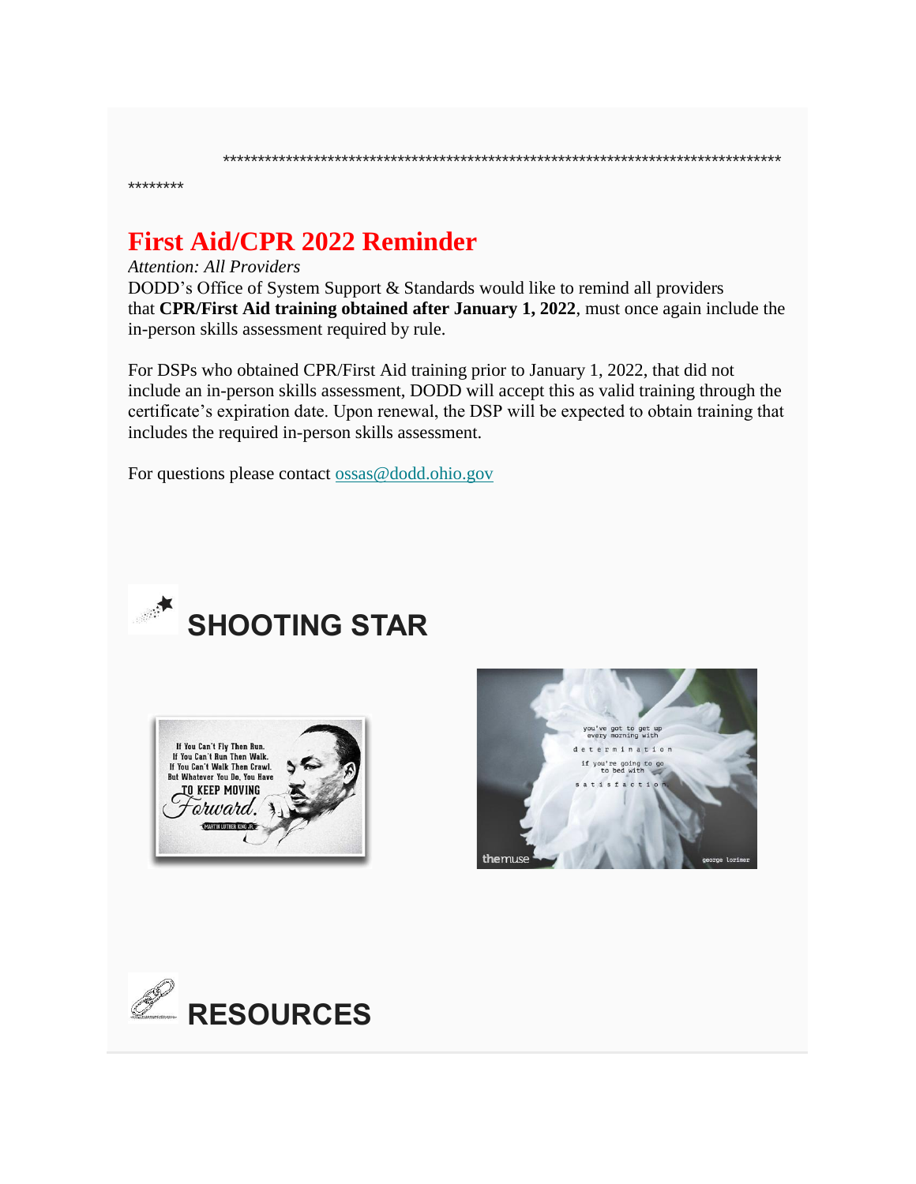************************************************************************************
********

## First Aid/CPR 2022 Reminder

*Attention: All Providers*

DODD's Office of System Support & Standards would like to remind all providers that **CPR/First Aid training obtained after January 1, 2022**, must once again include the in-person skills assessment required by rule.

For DSPs who obtained CPR/First Aid training prior to January 1, 2022, that did not include an in-person skills assessment, DODD will accept this as valid training through the certificate's expiration date. Upon renewal, the DSP will be expected to obtain training that includes the required in-person skills assessment.

For questions please contact ossas@dodd.ohio.gov

## SHOOTING STAR

## RESOURCES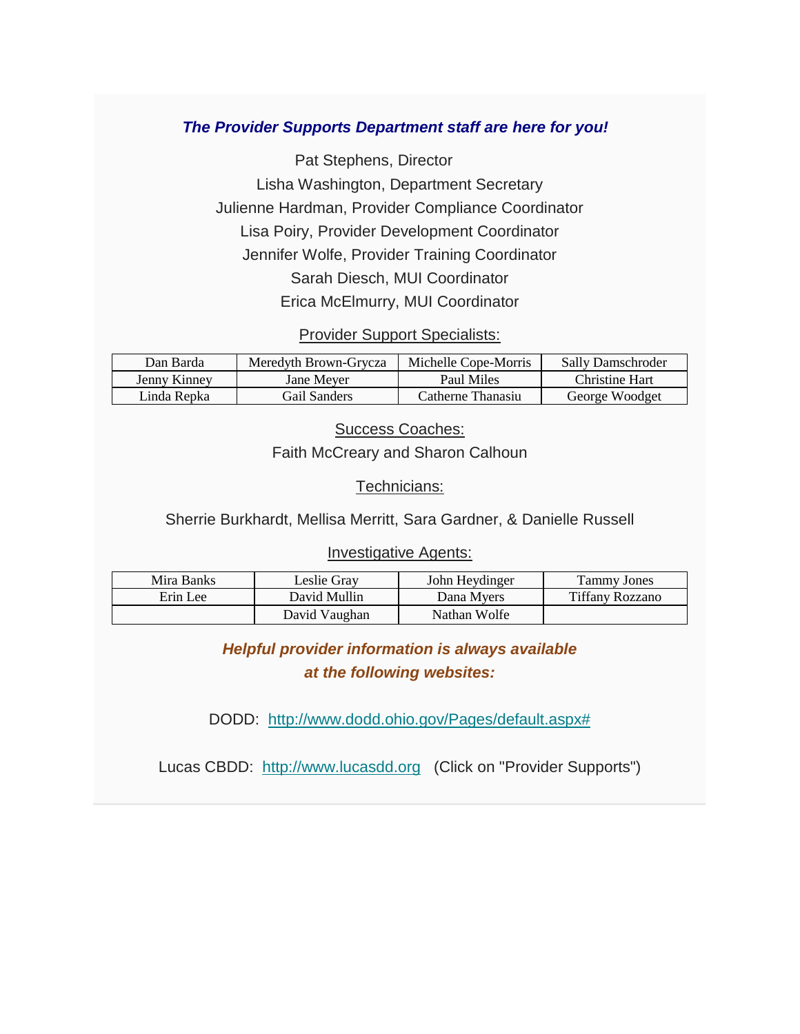***The Provider Supports Department staff are here for you!***

Pat Stephens, Director

Lisha Washington, Department Secretary

Julienne Hardman, Provider Compliance Coordinator

Lisa Poiry, Provider Development Coordinator

Jennifer Wolfe, Provider Training Coordinator

Sarah Diesch, MUI Coordinator

Erica McElmurry, MUI Coordinator

Provider Support Specialists:

| | | | |
|---|---|---|---|
| Dan Barda | Meredyth Brown-Grycza | Michelle Cope-Morris | Sally Damschroder |
| Jenny Kinney | Jane Meyer | Paul Miles | Christine Hart |
| Linda Repka | Gail Sanders | Catherne Thanasiu | George Woodget |

Success Coaches:

Faith McCreary and Sharon Calhoun

Technicians:

Sherrie Burkhardt, Mellisa Merritt, Sara Gardner, & Danielle Russell

Investigative Agents:

| | | | |
|---|---|---|---|
| Mira Banks | Leslie Gray | John Heydinger | Tammy Jones |
| Erin Lee | David Mullin | Dana Myers | Tiffany Rozzano |
| | David Vaughan | Nathan Wolfe | |

***Helpful provider information is always available at the following websites:***

DODD: http://www.dodd.ohio.gov/Pages/default.aspx#

Lucas CBDD: http://www.lucasdd.org (Click on "Provider Supports")